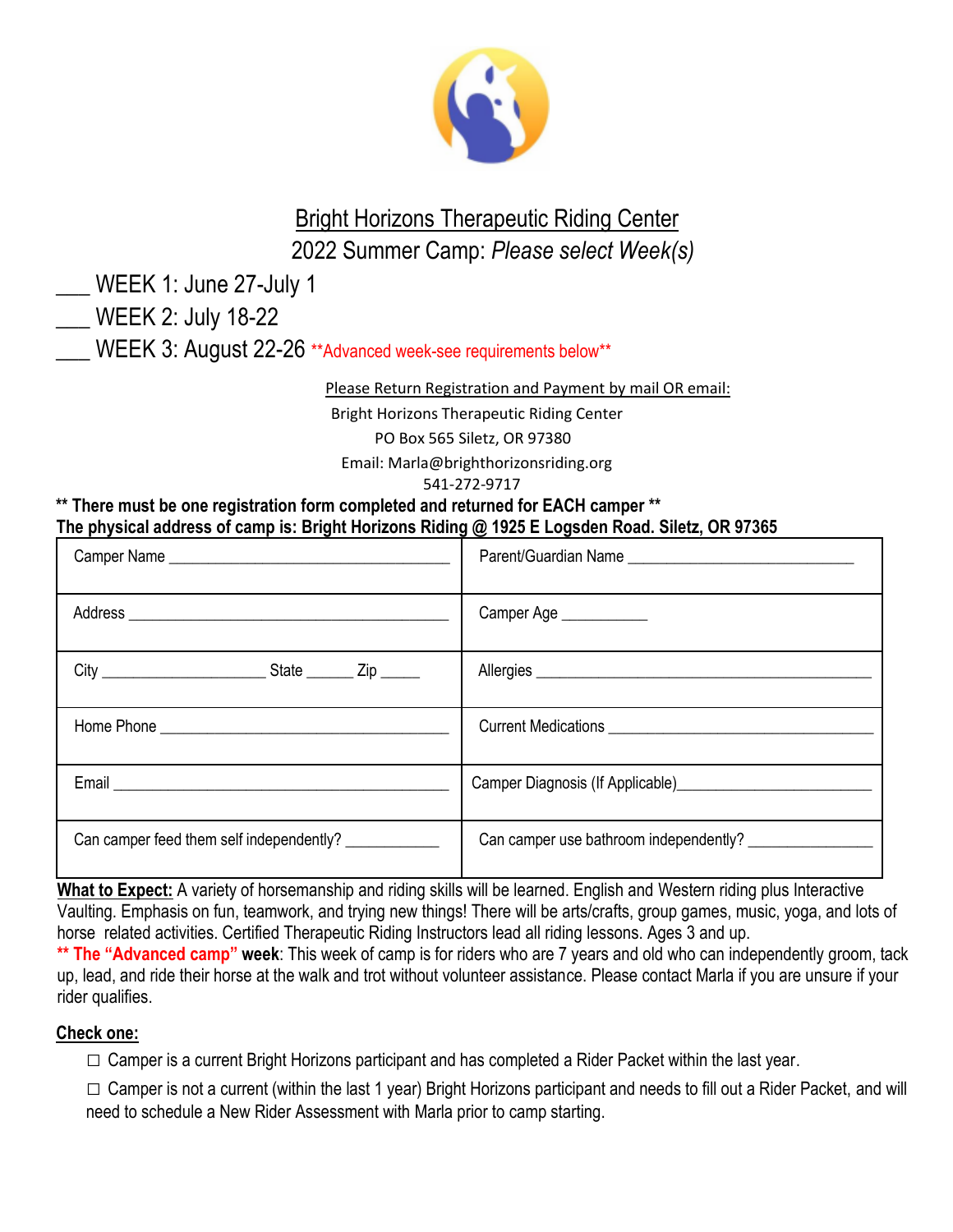# Bright Horizons Therapeutic Riding Center

## 2022 Summer Camp: *Please select Week(s)*

___ WEEK 1: June 27-July 1

___ WEEK 2: July 18-22

___ WEEK 3: August 22-26 **Advanced week-see requirements below**

Please Return Registration and Payment by mail OR email:

Bright Horizons Therapeutic Riding Center
PO Box 565 Siletz, OR 97380
Email: Marla@brighthorizonsriding.org
541-272-9717

**** There must be one registration form completed and returned for EACH camper ******

**The physical address of camp is: Bright Horizons Riding @ 1925 E Logsden Road. Siletz, OR 97365**

| | |
|---|---|
| Camper Name ___________________________ | Parent/Guardian Name ______________________ |
| Address _________________________________ | Camper Age _________ |
| City __________________ State ______ Zip _____ | Allergies ___________________________________ |
| Home Phone ____________________________ | Current Medications __________________________ |
| Email __________________________________ | Camper Diagnosis (If Applicable)________________ |
| Can camper feed them self independently? __________ | Can camper use bathroom independently? ___________ |

**What to Expect:** A variety of horsemanship and riding skills will be learned. English and Western riding plus Interactive Vaulting. Emphasis on fun, teamwork, and trying new things! There will be arts/crafts, group games, music, yoga, and lots of horse related activities. Certified Therapeutic Riding Instructors lead all riding lessons. Ages 3 and up.

**** The "Advanced camp" week**: This week of camp is for riders who are 7 years and old who can independently groom, tack up, lead, and ride their horse at the walk and trot without volunteer assistance. Please contact Marla if you are unsure if your rider qualifies.

**Check one:**

- ☐ Camper is a current Bright Horizons participant and has completed a Rider Packet within the last year.
- ☐ Camper is not a current (within the last 1 year) Bright Horizons participant and needs to fill out a Rider Packet, and will need to schedule a New Rider Assessment with Marla prior to camp starting.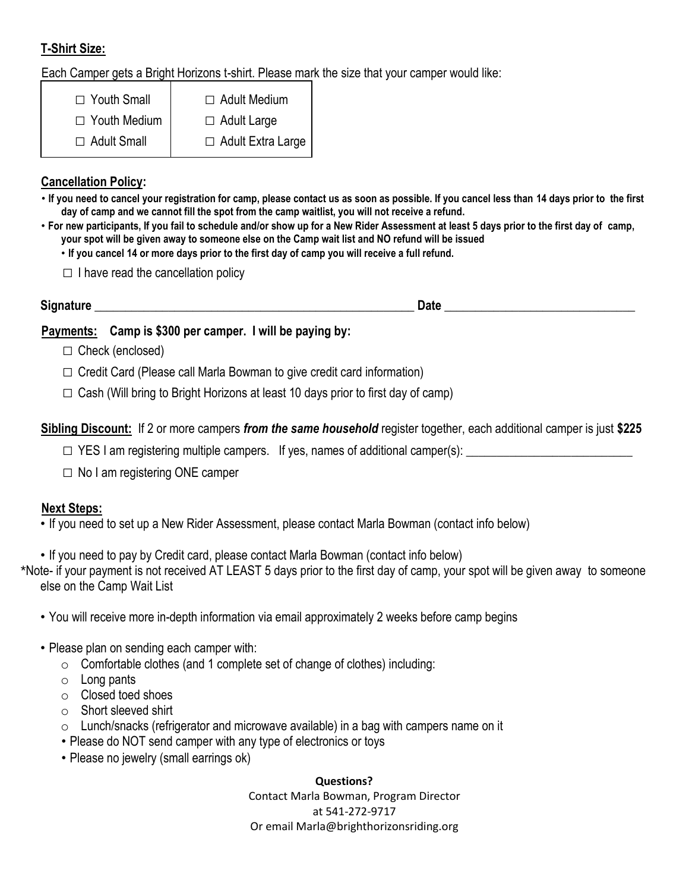**T-Shirt Size:**

Each Camper gets a Bright Horizons t-shirt. Please mark the size that your camper would like:

| | |
|---|---|
| ☐ Youth Small | ☐ Adult Medium |
| ☐ Youth Medium | ☐ Adult Large |
| ☐ Adult Small | ☐ Adult Extra Large |

**Cancellation Policy:**

- **If you need to cancel your registration for camp, please contact us as soon as possible. If you cancel less than 14 days prior to the first day of camp and we cannot fill the spot from the camp waitlist, you will not receive a refund.**
- **For new participants, If you fail to schedule and/or show up for a New Rider Assessment at least 5 days prior to the first day of camp, your spot will be given away to someone else on the Camp wait list and NO refund will be issued**
  - **If you cancel 14 or more days prior to the first day of camp you will receive a full refund.**

☐ I have read the cancellation policy

**Signature** ______________________________________________________ **Date** ______________________________

**Payments: Camp is $300 per camper. I will be paying by:**

☐ Check (enclosed)

☐ Credit Card (Please call Marla Bowman to give credit card information)

☐ Cash (Will bring to Bright Horizons at least 10 days prior to first day of camp)

**Sibling Discount:** If 2 or more campers ***from the same household*** register together, each additional camper is just **$225**

☐ YES I am registering multiple campers. If yes, names of additional camper(s): __________________________

☐ No I am registering ONE camper

**Next Steps:**

- If you need to set up a New Rider Assessment, please contact Marla Bowman (contact info below)
- If you need to pay by Credit card, please contact Marla Bowman (contact info below)

*Note- if your payment is not received AT LEAST 5 days prior to the first day of camp, your spot will be given away to someone else on the Camp Wait List

- You will receive more in-depth information via email approximately 2 weeks before camp begins
- Please plan on sending each camper with:
  - Comfortable clothes (and 1 complete set of change of clothes) including:
  - Long pants
  - Closed toed shoes
  - Short sleeved shirt
  - Lunch/snacks (refrigerator and microwave available) in a bag with campers name on it
  - Please do NOT send camper with any type of electronics or toys
  - Please no jewelry (small earrings ok)

**Questions?**

Contact Marla Bowman, Program Director
at 541-272-9717
Or email Marla@brighthorizonsriding.org